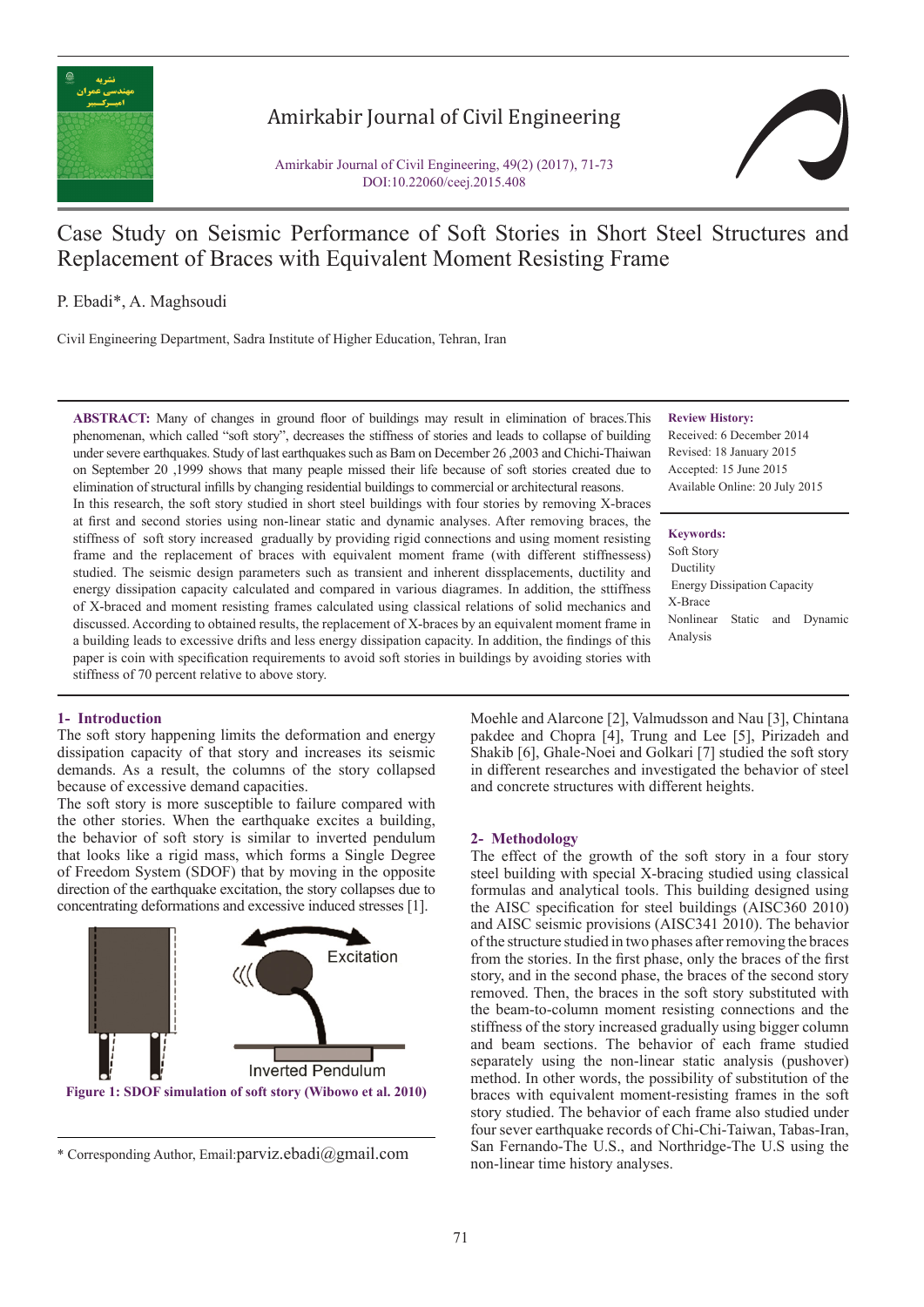# Case Study on Seismic Performance of Soft Stories in Short Steel Structures and Replacement of Braces with Equivalent Moment Resisting Frame

P. Ebadi*, A. Maghsoudi

Civil Engineering Department, Sadra Institute of Higher Education, Tehran, Iran

**ABSTRACT:** Many of changes in ground floor of buildings may result in elimination of braces.This phenomenan, which called "soft story", decreases the stiffness of stories and leads to collapse of building under severe earthquakes. Study of last earthquakes such as Bam on December 26 ,2003 and Chichi-Thaiwan on September 20 ,1999 shows that many peaple missed their life because of soft stories created due to elimination of structural infills by changing residential buildings to commercial or architectural reasons.
In this research, the soft story studied in short steel buildings with four stories by removing X-braces at first and second stories using non-linear static and dynamic analyses. After removing braces, the stiffness of soft story increased gradually by providing rigid connections and using moment resisting frame and the replacement of braces with equivalent moment frame (with different stiffnesses) studied. The seismic design parameters such as transient and inherent dissplacements, ductility and energy dissipation capacity calculated and compared in various diagrames. In addition, the stiffness of X-braced and moment resisting frames calculated using classical relations of solid mechanics and discussed. According to obtained results, the replacement of X-braces by an equivalent moment frame in a building leads to excessive drifts and less energy dissipation capacity. In addition, the findings of this paper is coin with specification requirements to avoid soft stories in buildings by avoiding stories with stiffness of 70 percent relative to above story.

**Review History:**
Received: 6 December 2014
Revised: 18 January 2015
Accepted: 15 June 2015
Available Online: 20 July 2015

**Keywords:**
Soft Story
Ductility
Energy Dissipation Capacity
X-Brace
Nonlinear Static and Dynamic Analysis

## 1- Introduction

The soft story happening limits the deformation and energy dissipation capacity of that story and increases its seismic demands. As a result, the columns of the story collapsed because of excessive demand capacities.

The soft story is more susceptible to failure compared with the other stories. When the earthquake excites a building, the behavior of soft story is similar to inverted pendulum that looks like a rigid mass, which forms a Single Degree of Freedom System (SDOF) that by moving in the opposite direction of the earthquake excitation, the story collapses due to concentrating deformations and excessive induced stresses [1].

**Figure 1: SDOF simulation of soft story (Wibowo et al. 2010)**

Moehle and Alarcone [2], Valmudsson and Nau [3], Chintana pakdee and Chopra [4], Trung and Lee [5], Pirizadeh and Shakib [6], Ghale-Noei and Golkari [7] studied the soft story in different researches and investigated the behavior of steel and concrete structures with different heights.

## 2- Methodology

The effect of the growth of the soft story in a four story steel building with special X-bracing studied using classical formulas and analytical tools. This building designed using the AISC specification for steel buildings (AISC360 2010) and AISC seismic provisions (AISC341 2010). The behavior of the structure studied in two phases after removing the braces from the stories. In the first phase, only the braces of the first story, and in the second phase, the braces of the second story removed. Then, the braces in the soft story substituted with the beam-to-column moment resisting connections and the stiffness of the story increased gradually using bigger column and beam sections. The behavior of each frame studied separately using the non-linear static analysis (pushover) method. In other words, the possibility of substitution of the braces with equivalent moment-resisting frames in the soft story studied. The behavior of each frame also studied under four sever earthquake records of Chi-Chi-Taiwan, Tabas-Iran, San Fernando-The U.S., and Northridge-The U.S using the non-linear time history analyses.

* Corresponding Author, Email: parviz.ebadi@gmail.com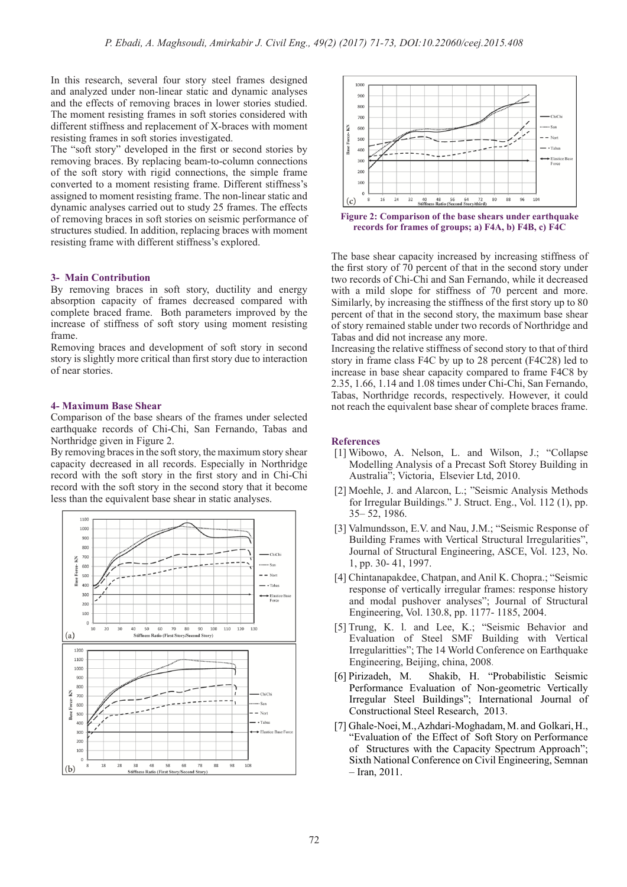In this research, several four story steel frames designed and analyzed under non-linear static and dynamic analyses and the effects of removing braces in lower stories studied. The moment resisting frames in soft stories considered with different stiffness and replacement of X-braces with moment resisting frames in soft stories investigated.

The "soft story" developed in the first or second stories by removing braces. By replacing beam-to-column connections of the soft story with rigid connections, the simple frame converted to a moment resisting frame. Different stiffness's assigned to moment resisting frame. The non-linear static and dynamic analyses carried out to study 25 frames. The effects of removing braces in soft stories on seismic performance of structures studied. In addition, replacing braces with moment resisting frame with different stiffness's explored.

## 3- Main Contribution

By removing braces in soft story, ductility and energy absorption capacity of frames decreased compared with complete braced frame. Both parameters improved by the increase of stiffness of soft story using moment resisting frame.

Removing braces and development of soft story in second story is slightly more critical than first story due to interaction of near stories.

## 4- Maximum Base Shear

Comparison of the base shears of the frames under selected earthquake records of Chi-Chi, San Fernando, Tabas and Northridge given in Figure 2.

By removing braces in the soft story, the maximum story shear capacity decreased in all records. Especially in Northridge record with the soft story in the first story and in Chi-Chi record with the soft story in the second story that it become less than the equivalent base shear in static analyses.

**Figure 2: Comparison of the base shears under earthquake records for frames of groups; a) F4A, b) F4B, c) F4C**

The base shear capacity increased by increasing stiffness of the first story of 70 percent of that in the second story under two records of Chi-Chi and San Fernando, while it decreased with a mild slope for stiffness of 70 percent and more. Similarly, by increasing the stiffness of the first story up to 80 percent of that in the second story, the maximum base shear of story remained stable under two records of Northridge and Tabas and did not increase any more.

Increasing the relative stiffness of second story to that of third story in frame class F4C by up to 28 percent (F4C28) led to increase in base shear capacity compared to frame F4C8 by 2.35, 1.66, 1.14 and 1.08 times under Chi-Chi, San Fernando, Tabas, Northridge records, respectively. However, it could not reach the equivalent base shear of complete braces frame.

## References

[1] Wibowo, A. Nelson, L. and Wilson, J.; "Collapse Modelling Analysis of a Precast Soft Storey Building in Australia"; Victoria, Elsevier Ltd, 2010.

[2] Moehle, J. and Alarcon, L.; "Seismic Analysis Methods for Irregular Buildings." J. Struct. Eng., Vol. 112 (1), pp. 35– 52, 1986.

[3] Valmundsson, E.V. and Nau, J.M.; "Seismic Response of Building Frames with Vertical Structural Irregularities", Journal of Structural Engineering, ASCE, Vol. 123, No. 1, pp. 30- 41, 1997.

[4] Chintanapakdee, Chatpan, and Anil K. Chopra.; "Seismic response of vertically irregular frames: response history and modal pushover analyses"; Journal of Structural Engineering, Vol. 130.8, pp. 1177- 1185, 2004.

[5] Trung, K. l. and Lee, K.; "Seismic Behavior and Evaluation of Steel SMF Building with Vertical Irregularitties"; The 14 World Conference on Earthquake Engineering, Beijing, china, 2008.

[6] Pirizadeh, M. Shakib, H. "Probabilistic Seismic Performance Evaluation of Non-geometric Vertically Irregular Steel Buildings"; International Journal of Constructional Steel Research, 2013.

[7] Ghale-Noei, M., Azhdari-Moghadam, M. and Golkari, H., "Evaluation of the Effect of Soft Story on Performance of Structures with the Capacity Spectrum Approach"; Sixth National Conference on Civil Engineering, Semnan – Iran, 2011.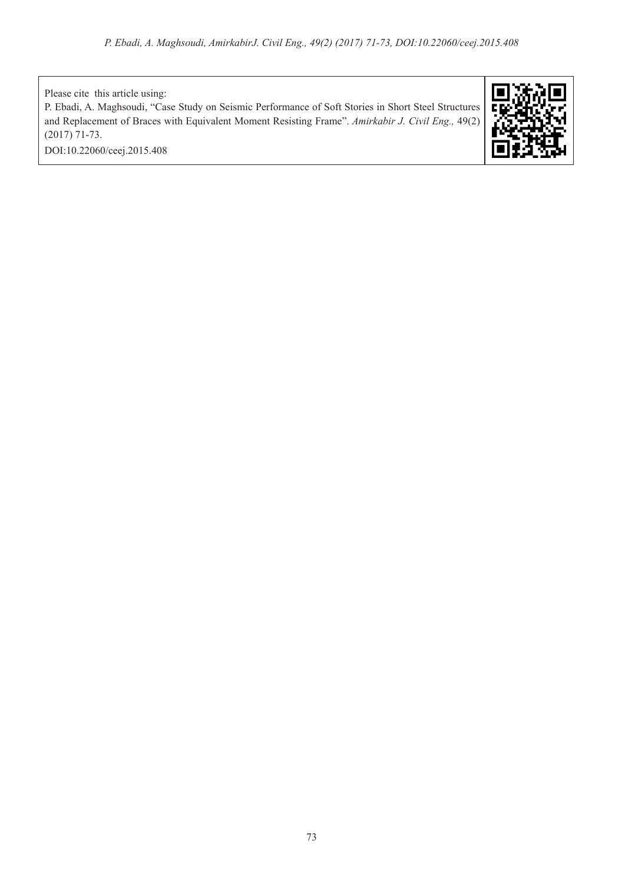Please cite this article using:

P. Ebadi, A. Maghsoudi, "Case Study on Seismic Performance of Soft Stories in Short Steel Structures and Replacement of Braces with Equivalent Moment Resisting Frame". *Amirkabir J. Civil Eng.,* 49(2) (2017) 71-73.

DOI:10.22060/ceej.2015.408